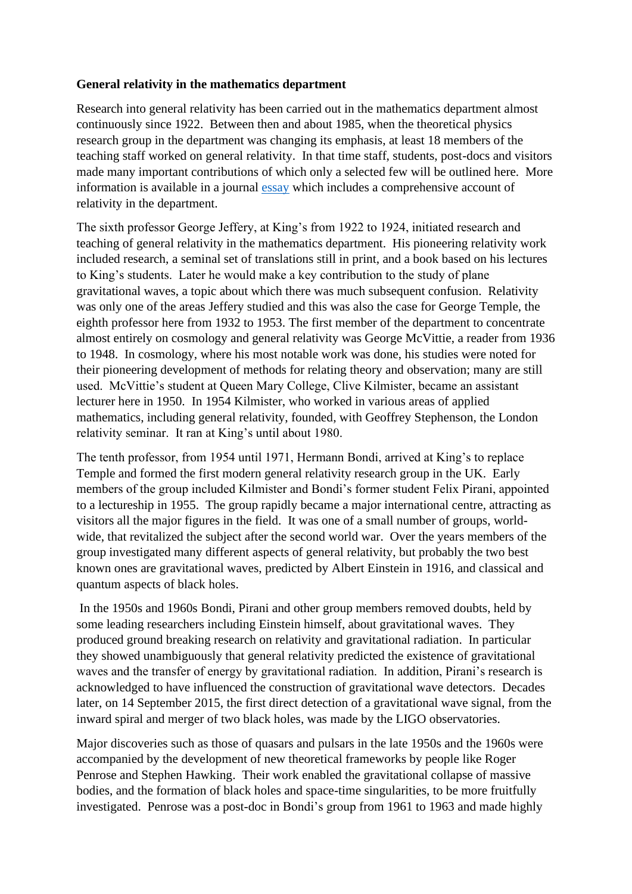**General relativity in the mathematics department**

Research into general relativity has been carried out in the mathematics department almost continuously since 1922. Between then and about 1985, when the theoretical physics research group in the department was changing its emphasis, at least 18 members of the teaching staff worked on general relativity. In that time staff, students, post-docs and visitors made many important contributions of which only a selected few will be outlined here. More information is available in a journal essay which includes a comprehensive account of relativity in the department.

The sixth professor George Jeffery, at King's from 1922 to 1924, initiated research and teaching of general relativity in the mathematics department. His pioneering relativity work included research, a seminal set of translations still in print, and a book based on his lectures to King's students. Later he would make a key contribution to the study of plane gravitational waves, a topic about which there was much subsequent confusion. Relativity was only one of the areas Jeffery studied and this was also the case for George Temple, the eighth professor here from 1932 to 1953. The first member of the department to concentrate almost entirely on cosmology and general relativity was George McVittie, a reader from 1936 to 1948. In cosmology, where his most notable work was done, his studies were noted for their pioneering development of methods for relating theory and observation; many are still used. McVittie's student at Queen Mary College, Clive Kilmister, became an assistant lecturer here in 1950. In 1954 Kilmister, who worked in various areas of applied mathematics, including general relativity, founded, with Geoffrey Stephenson, the London relativity seminar. It ran at King's until about 1980.

The tenth professor, from 1954 until 1971, Hermann Bondi, arrived at King's to replace Temple and formed the first modern general relativity research group in the UK. Early members of the group included Kilmister and Bondi's former student Felix Pirani, appointed to a lectureship in 1955. The group rapidly became a major international centre, attracting as visitors all the major figures in the field. It was one of a small number of groups, world-wide, that revitalized the subject after the second world war. Over the years members of the group investigated many different aspects of general relativity, but probably the two best known ones are gravitational waves, predicted by Albert Einstein in 1916, and classical and quantum aspects of black holes.

In the 1950s and 1960s Bondi, Pirani and other group members removed doubts, held by some leading researchers including Einstein himself, about gravitational waves. They produced ground breaking research on relativity and gravitational radiation. In particular they showed unambiguously that general relativity predicted the existence of gravitational waves and the transfer of energy by gravitational radiation. In addition, Pirani's research is acknowledged to have influenced the construction of gravitational wave detectors. Decades later, on 14 September 2015, the first direct detection of a gravitational wave signal, from the inward spiral and merger of two black holes, was made by the LIGO observatories.

Major discoveries such as those of quasars and pulsars in the late 1950s and the 1960s were accompanied by the development of new theoretical frameworks by people like Roger Penrose and Stephen Hawking. Their work enabled the gravitational collapse of massive bodies, and the formation of black holes and space-time singularities, to be more fruitfully investigated. Penrose was a post-doc in Bondi's group from 1961 to 1963 and made highly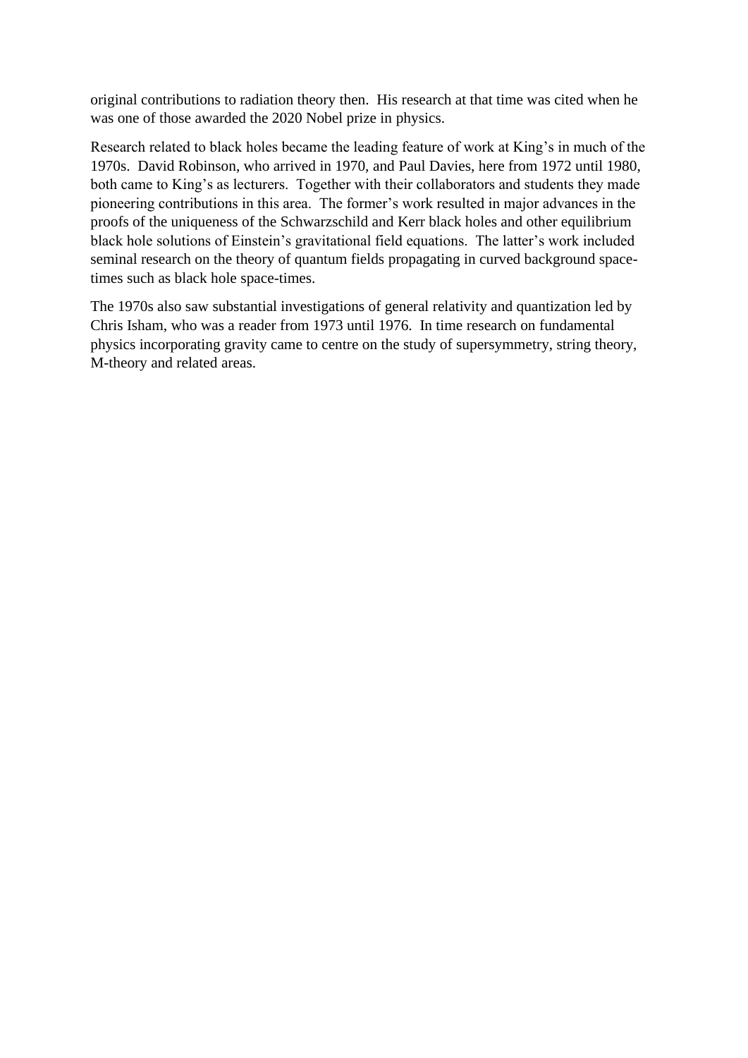original contributions to radiation theory then. His research at that time was cited when he was one of those awarded the 2020 Nobel prize in physics.

Research related to black holes became the leading feature of work at King's in much of the 1970s. David Robinson, who arrived in 1970, and Paul Davies, here from 1972 until 1980, both came to King's as lecturers. Together with their collaborators and students they made pioneering contributions in this area. The former's work resulted in major advances in the proofs of the uniqueness of the Schwarzschild and Kerr black holes and other equilibrium black hole solutions of Einstein's gravitational field equations. The latter's work included seminal research on the theory of quantum fields propagating in curved background space-times such as black hole space-times.

The 1970s also saw substantial investigations of general relativity and quantization led by Chris Isham, who was a reader from 1973 until 1976. In time research on fundamental physics incorporating gravity came to centre on the study of supersymmetry, string theory, M-theory and related areas.